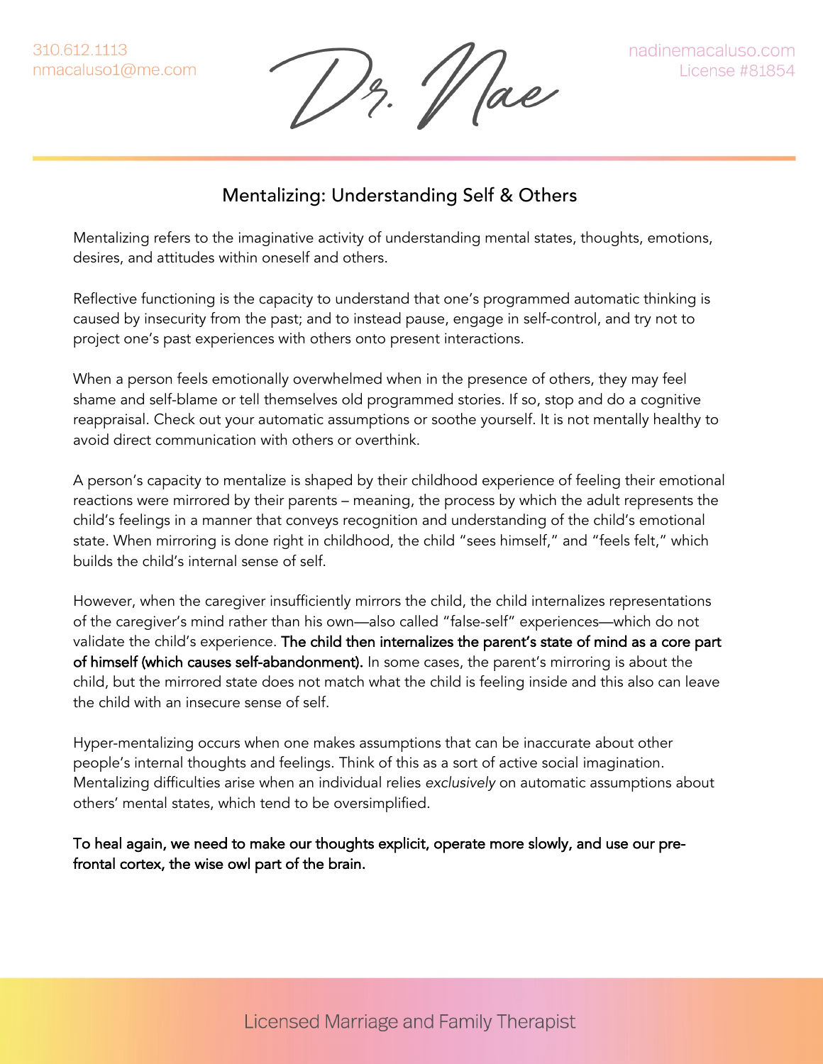## Mentalizing: Understanding Self & Others

Mentalizing refers to the imaginative activity of understanding mental states, thoughts, emotions, desires, and attitudes within oneself and others.

Reflective functioning is the capacity to understand that one's programmed automatic thinking is caused by insecurity from the past; and to instead pause, engage in self-control, and try not to project one's past experiences with others onto present interactions.

When a person feels emotionally overwhelmed when in the presence of others, they may feel shame and self-blame or tell themselves old programmed stories. If so, stop and do a cognitive reappraisal. Check out your automatic assumptions or soothe yourself. It is not mentally healthy to avoid direct communication with others or overthink.

A person's capacity to mentalize is shaped by their childhood experience of feeling their emotional reactions were mirrored by their parents – meaning, the process by which the adult represents the child's feelings in a manner that conveys recognition and understanding of the child's emotional state. When mirroring is done right in childhood, the child "sees himself," and "feels felt," which builds the child's internal sense of self.

However, when the caregiver insufficiently mirrors the child, the child internalizes representations of the caregiver's mind rather than his own—also called "false-self" experiences—which do not validate the child's experience. **The child then internalizes the parent's state of mind as a core part of himself (which causes self-abandonment).** In some cases, the parent's mirroring is about the child, but the mirrored state does not match what the child is feeling inside and this also can leave the child with an insecure sense of self.

Hyper-mentalizing occurs when one makes assumptions that can be inaccurate about other people's internal thoughts and feelings. Think of this as a sort of active social imagination. Mentalizing difficulties arise when an individual relies *exclusively* on automatic assumptions about others' mental states, which tend to be oversimplified.

**To heal again, we need to make our thoughts explicit, operate more slowly, and use our pre-frontal cortex, the wise owl part of the brain.**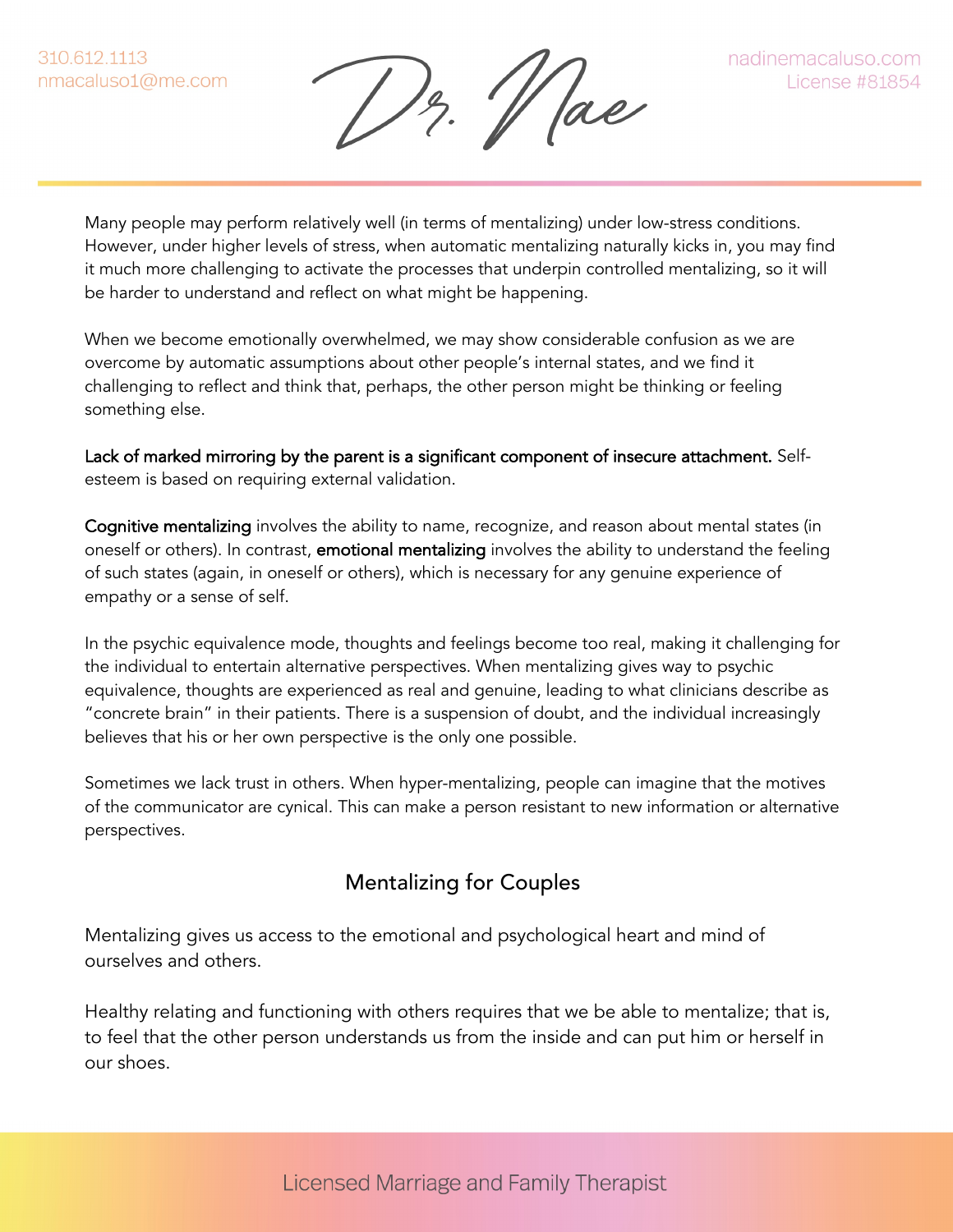Many people may perform relatively well (in terms of mentalizing) under low-stress conditions. However, under higher levels of stress, when automatic mentalizing naturally kicks in, you may find it much more challenging to activate the processes that underpin controlled mentalizing, so it will be harder to understand and reflect on what might be happening.

When we become emotionally overwhelmed, we may show considerable confusion as we are overcome by automatic assumptions about other people's internal states, and we find it challenging to reflect and think that, perhaps, the other person might be thinking or feeling something else.

**Lack of marked mirroring by the parent is a significant component of insecure attachment.** Self-esteem is based on requiring external validation.

**Cognitive mentalizing** involves the ability to name, recognize, and reason about mental states (in oneself or others). In contrast, **emotional mentalizing** involves the ability to understand the feeling of such states (again, in oneself or others), which is necessary for any genuine experience of empathy or a sense of self.

In the psychic equivalence mode, thoughts and feelings become too real, making it challenging for the individual to entertain alternative perspectives. When mentalizing gives way to psychic equivalence, thoughts are experienced as real and genuine, leading to what clinicians describe as "concrete brain" in their patients. There is a suspension of doubt, and the individual increasingly believes that his or her own perspective is the only one possible.

Sometimes we lack trust in others. When hyper-mentalizing, people can imagine that the motives of the communicator are cynical. This can make a person resistant to new information or alternative perspectives.

## Mentalizing for Couples

Mentalizing gives us access to the emotional and psychological heart and mind of ourselves and others.

Healthy relating and functioning with others requires that we be able to mentalize; that is, to feel that the other person understands us from the inside and can put him or herself in our shoes.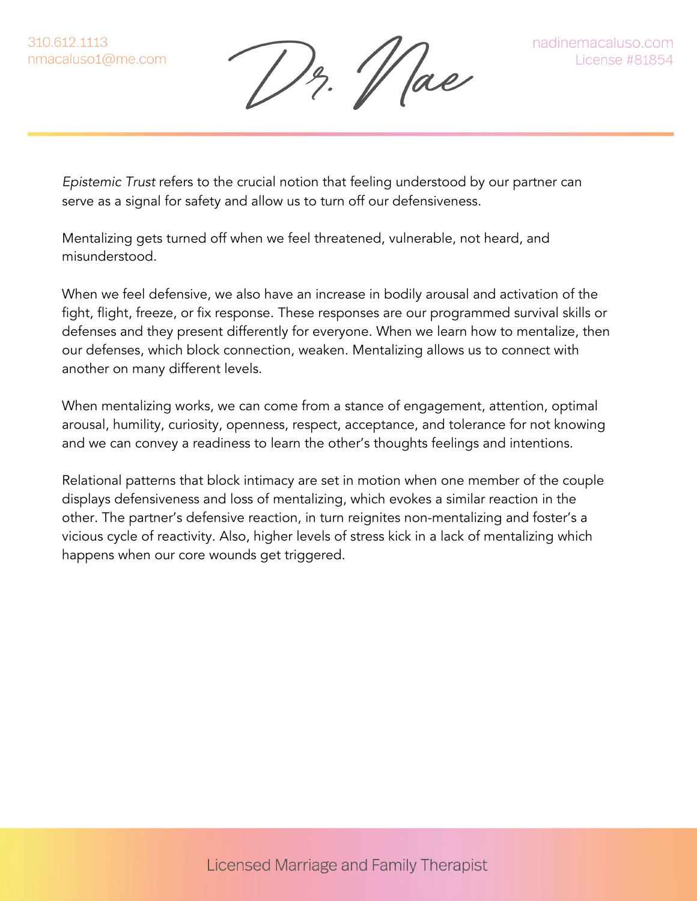*Epistemic Trust* refers to the crucial notion that feeling understood by our partner can serve as a signal for safety and allow us to turn off our defensiveness.

Mentalizing gets turned off when we feel threatened, vulnerable, not heard, and misunderstood.

When we feel defensive, we also have an increase in bodily arousal and activation of the fight, flight, freeze, or fix response. These responses are our programmed survival skills or defenses and they present differently for everyone. When we learn how to mentalize, then our defenses, which block connection, weaken. Mentalizing allows us to connect with another on many different levels.

When mentalizing works, we can come from a stance of engagement, attention, optimal arousal, humility, curiosity, openness, respect, acceptance, and tolerance for not knowing and we can convey a readiness to learn the other's thoughts feelings and intentions.

Relational patterns that block intimacy are set in motion when one member of the couple displays defensiveness and loss of mentalizing, which evokes a similar reaction in the other. The partner's defensive reaction, in turn reignites non-mentalizing and foster's a vicious cycle of reactivity. Also, higher levels of stress kick in a lack of mentalizing which happens when our core wounds get triggered.